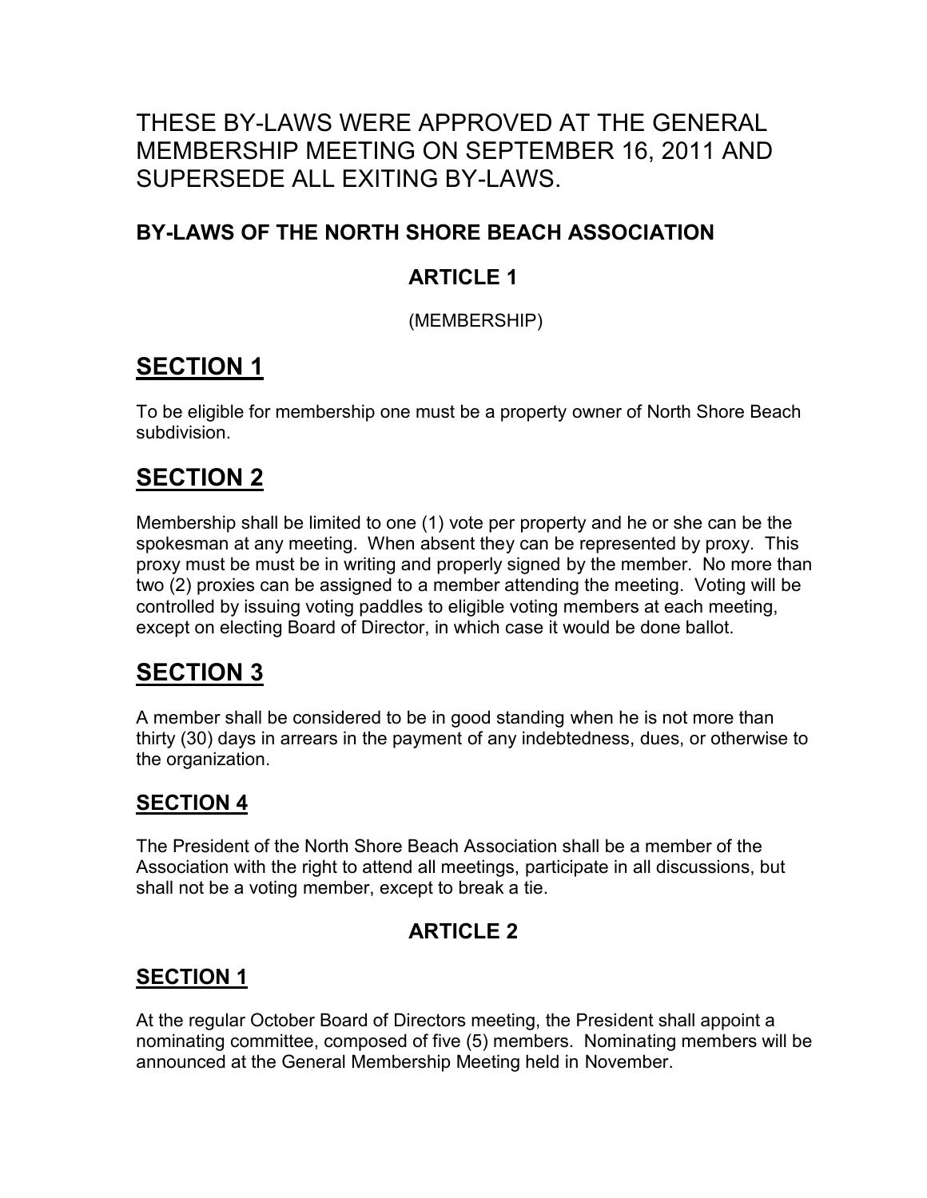THESE BY-LAWS WERE APPROVED AT THE GENERAL MEMBERSHIP MEETING ON SEPTEMBER 16, 2011 AND SUPERSEDE ALL EXITING BY-LAWS.

## BY-LAWS OF THE NORTH SHORE BEACH ASSOCIATION

### ARTICLE 1

(MEMBERSHIP)

## SECTION 1

To be eligible for membership one must be a property owner of North Shore Beach subdivision.

## SECTION 2

Membership shall be limited to one (1) vote per property and he or she can be the spokesman at any meeting. When absent they can be represented by proxy. This proxy must be must be in writing and properly signed by the member. No more than two (2) proxies can be assigned to a member attending the meeting. Voting will be controlled by issuing voting paddles to eligible voting members at each meeting, except on electing Board of Director, in which case it would be done ballot.

## SECTION 3

A member shall be considered to be in good standing when he is not more than thirty (30) days in arrears in the payment of any indebtedness, dues, or otherwise to the organization.

### SECTION 4

The President of the North Shore Beach Association shall be a member of the Association with the right to attend all meetings, participate in all discussions, but shall not be a voting member, except to break a tie.

### ARTICLE 2

### SECTION 1

At the regular October Board of Directors meeting, the President shall appoint a nominating committee, composed of five (5) members. Nominating members will be announced at the General Membership Meeting held in November.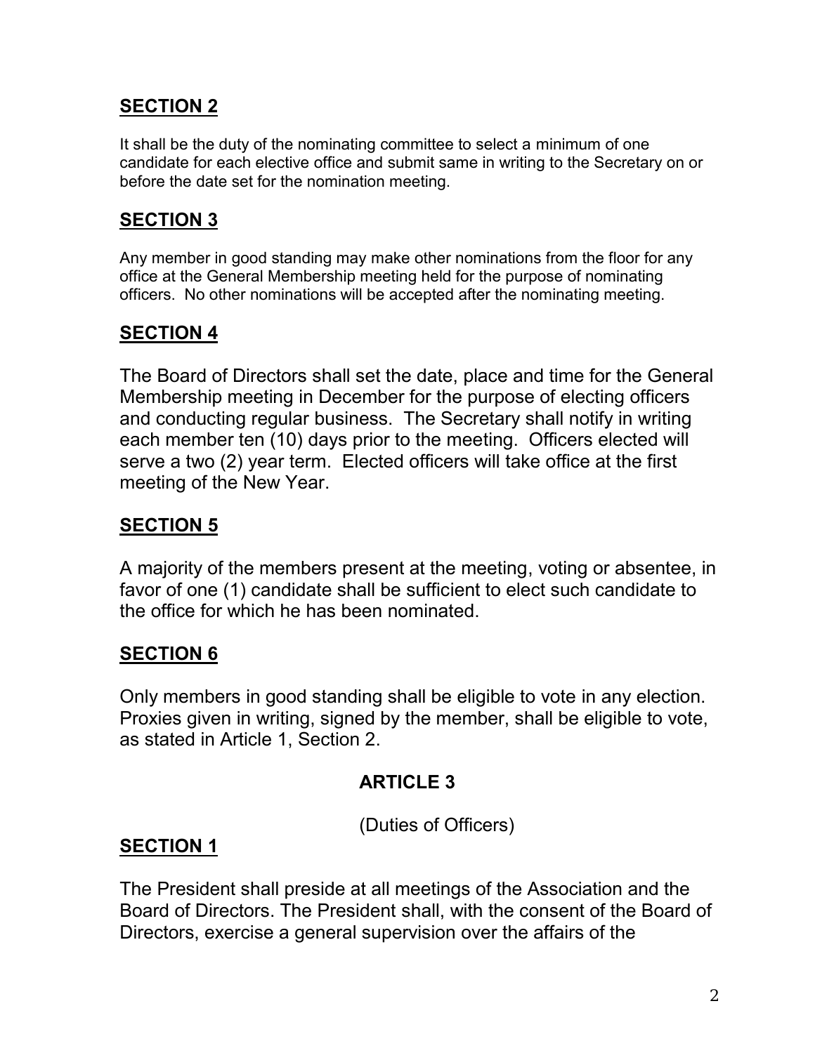## SECTION 2

It shall be the duty of the nominating committee to select a minimum of one candidate for each elective office and submit same in writing to the Secretary on or before the date set for the nomination meeting.

## SECTION 3

Any member in good standing may make other nominations from the floor for any office at the General Membership meeting held for the purpose of nominating officers. No other nominations will be accepted after the nominating meeting.

## SECTION 4

The Board of Directors shall set the date, place and time for the General Membership meeting in December for the purpose of electing officers and conducting regular business. The Secretary shall notify in writing each member ten (10) days prior to the meeting. Officers elected will serve a two (2) year term. Elected officers will take office at the first meeting of the New Year.

## SECTION 5

A majority of the members present at the meeting, voting or absentee, in favor of one (1) candidate shall be sufficient to elect such candidate to the office for which he has been nominated.

## SECTION 6

Only members in good standing shall be eligible to vote in any election. Proxies given in writing, signed by the member, shall be eligible to vote, as stated in Article 1, Section 2.

# ARTICLE 3

(Duties of Officers)

## SECTION 1

The President shall preside at all meetings of the Association and the Board of Directors. The President shall, with the consent of the Board of Directors, exercise a general supervision over the affairs of the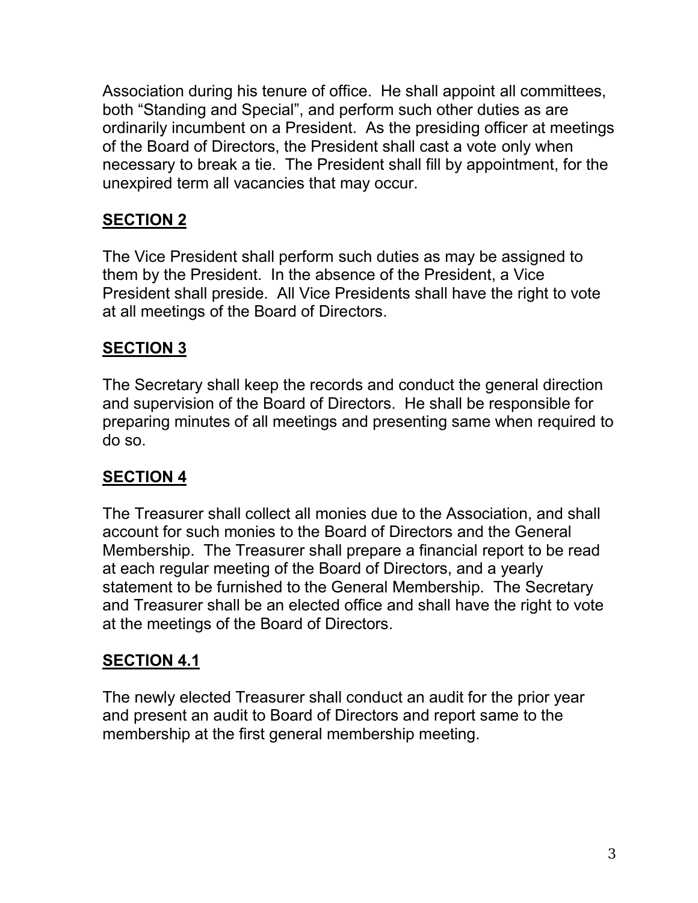Association during his tenure of office. He shall appoint all committees, both "Standing and Special", and perform such other duties as are ordinarily incumbent on a President. As the presiding officer at meetings of the Board of Directors, the President shall cast a vote only when necessary to break a tie. The President shall fill by appointment, for the unexpired term all vacancies that may occur.

## SECTION 2

The Vice President shall perform such duties as may be assigned to them by the President. In the absence of the President, a Vice President shall preside. All Vice Presidents shall have the right to vote at all meetings of the Board of Directors.

## SECTION 3

The Secretary shall keep the records and conduct the general direction and supervision of the Board of Directors. He shall be responsible for preparing minutes of all meetings and presenting same when required to do so.

## SECTION 4

The Treasurer shall collect all monies due to the Association, and shall account for such monies to the Board of Directors and the General Membership. The Treasurer shall prepare a financial report to be read at each regular meeting of the Board of Directors, and a yearly statement to be furnished to the General Membership. The Secretary and Treasurer shall be an elected office and shall have the right to vote at the meetings of the Board of Directors.

## SECTION 4.1

The newly elected Treasurer shall conduct an audit for the prior year and present an audit to Board of Directors and report same to the membership at the first general membership meeting.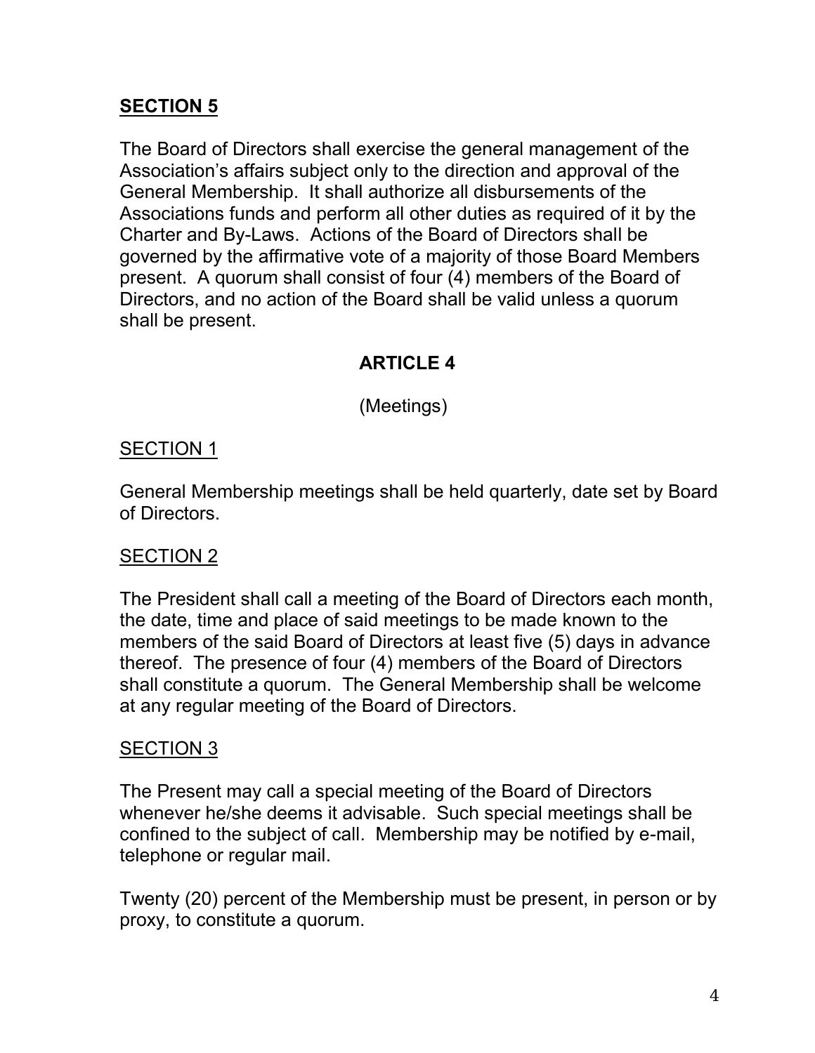**SECTION 5**

The Board of Directors shall exercise the general management of the Association's affairs subject only to the direction and approval of the General Membership. It shall authorize all disbursements of the Associations funds and perform all other duties as required of it by the Charter and By-Laws. Actions of the Board of Directors shall be governed by the affirmative vote of a majority of those Board Members present. A quorum shall consist of four (4) members of the Board of Directors, and no action of the Board shall be valid unless a quorum shall be present.

## ARTICLE 4

(Meetings)

SECTION 1

General Membership meetings shall be held quarterly, date set by Board of Directors.

SECTION 2

The President shall call a meeting of the Board of Directors each month, the date, time and place of said meetings to be made known to the members of the said Board of Directors at least five (5) days in advance thereof. The presence of four (4) members of the Board of Directors shall constitute a quorum. The General Membership shall be welcome at any regular meeting of the Board of Directors.

SECTION 3

The Present may call a special meeting of the Board of Directors whenever he/she deems it advisable. Such special meetings shall be confined to the subject of call. Membership may be notified by e-mail, telephone or regular mail.

Twenty (20) percent of the Membership must be present, in person or by proxy, to constitute a quorum.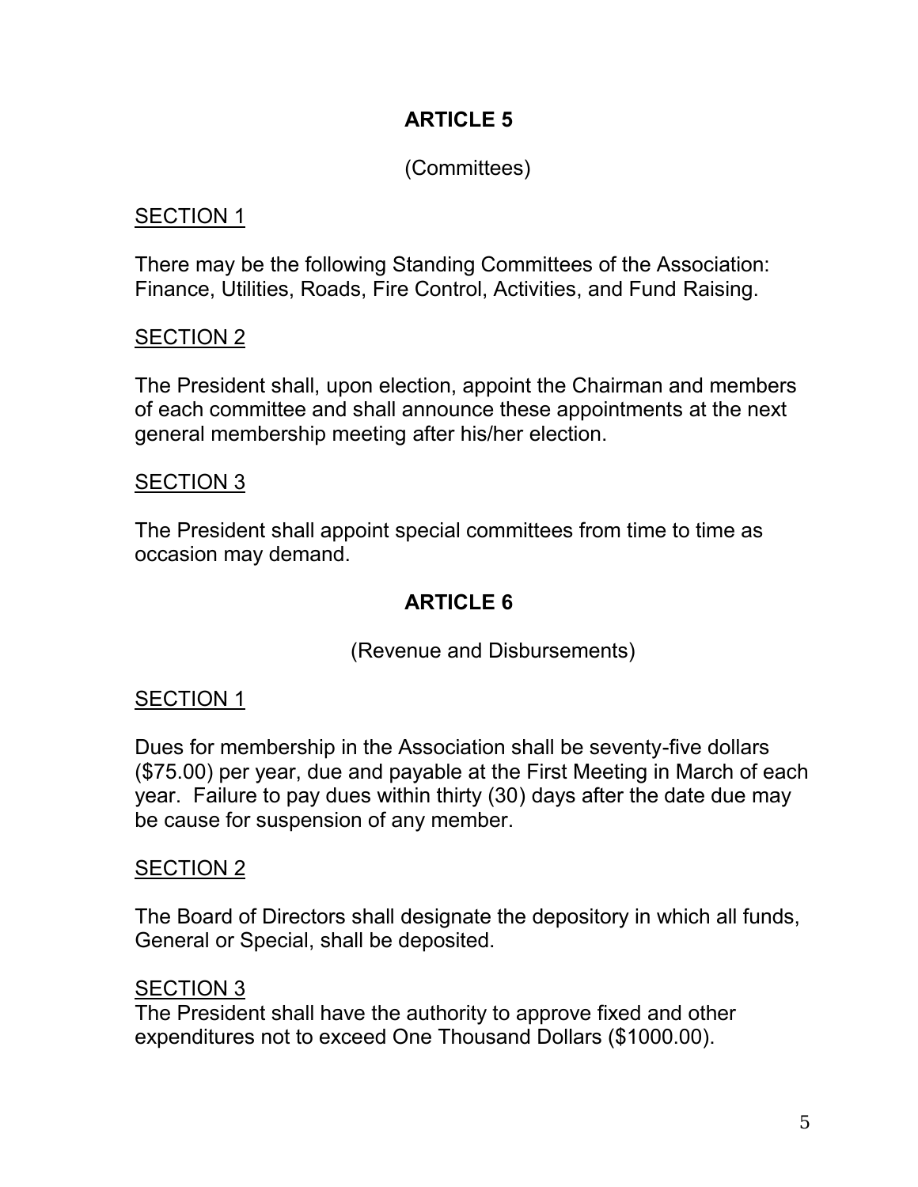## ARTICLE 5

(Committees)

SECTION 1

There may be the following Standing Committees of the Association: Finance, Utilities, Roads, Fire Control, Activities, and Fund Raising.

SECTION 2

The President shall, upon election, appoint the Chairman and members of each committee and shall announce these appointments at the next general membership meeting after his/her election.

SECTION 3

The President shall appoint special committees from time to time as occasion may demand.

## ARTICLE 6

(Revenue and Disbursements)

SECTION 1

Dues for membership in the Association shall be seventy-five dollars ($75.00) per year, due and payable at the First Meeting in March of each year. Failure to pay dues within thirty (30) days after the date due may be cause for suspension of any member.

SECTION 2

The Board of Directors shall designate the depository in which all funds, General or Special, shall be deposited.

SECTION 3

The President shall have the authority to approve fixed and other expenditures not to exceed One Thousand Dollars ($1000.00).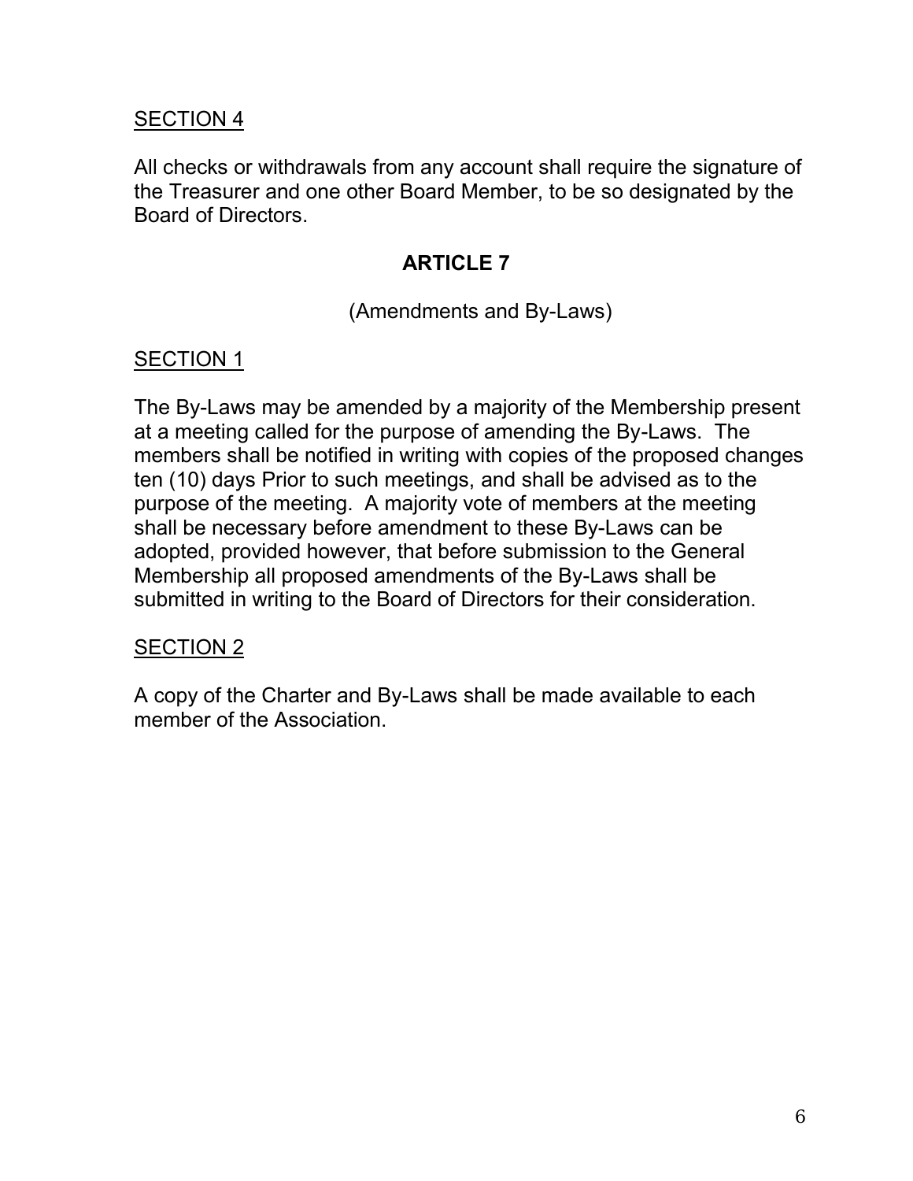SECTION 4

All checks or withdrawals from any account shall require the signature of the Treasurer and one other Board Member, to be so designated by the Board of Directors.

## ARTICLE 7

(Amendments and By-Laws)

SECTION 1

The By-Laws may be amended by a majority of the Membership present at a meeting called for the purpose of amending the By-Laws. The members shall be notified in writing with copies of the proposed changes ten (10) days Prior to such meetings, and shall be advised as to the purpose of the meeting. A majority vote of members at the meeting shall be necessary before amendment to these By-Laws can be adopted, provided however, that before submission to the General Membership all proposed amendments of the By-Laws shall be submitted in writing to the Board of Directors for their consideration.

SECTION 2

A copy of the Charter and By-Laws shall be made available to each member of the Association.